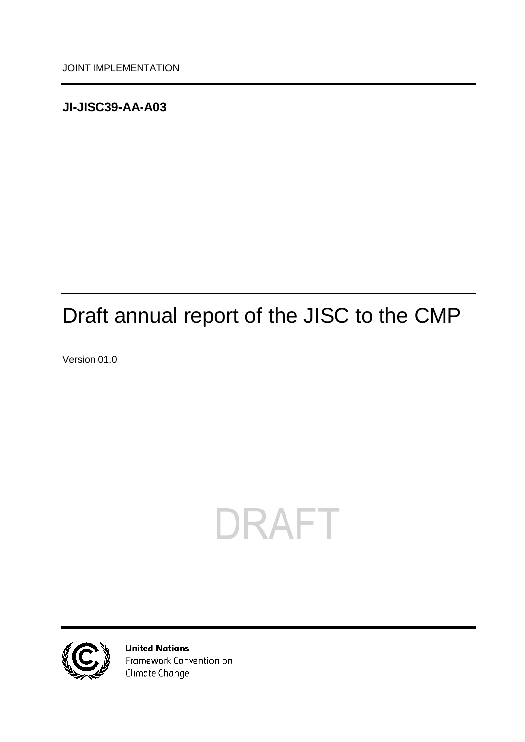JOINT IMPLEMENTATION

**JI-JISC39-AA-A03**

# Draft annual report of the JISC to the CMP

Version 01.0

DRAFT

**United Nations**
Framework Convention on
Climate Change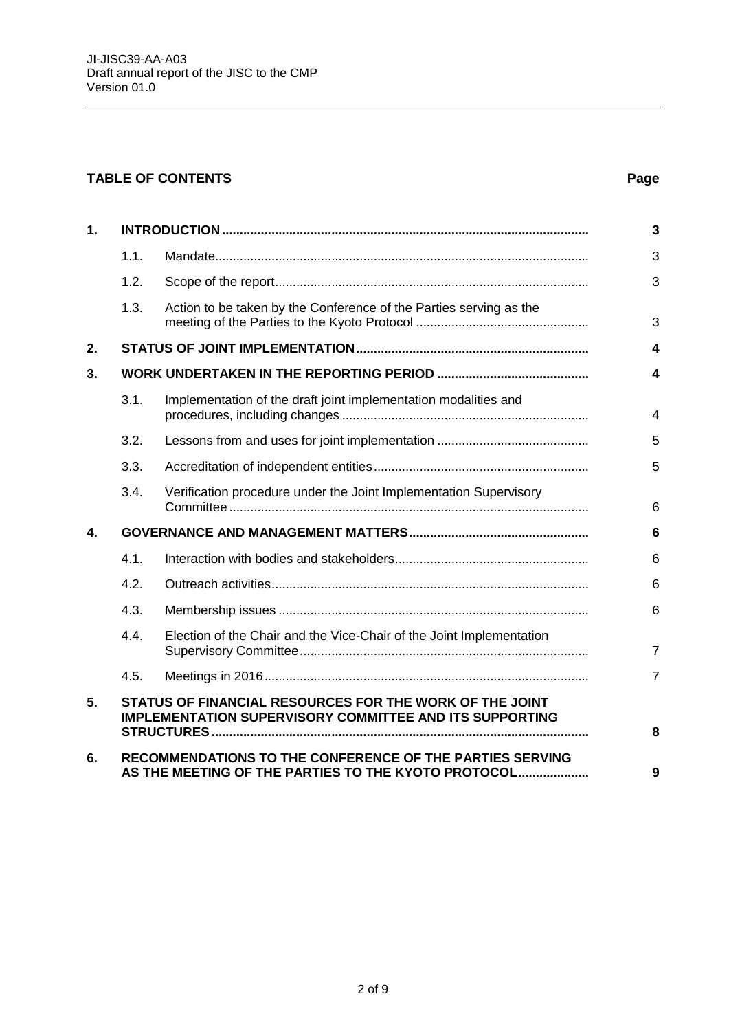## TABLE OF CONTENTS

| | | | Page |
|---|---|---|---|
| **1.** | **INTRODUCTION** | | **3** |
| | 1.1. | Mandate | 3 |
| | 1.2. | Scope of the report | 3 |
| | 1.3. | Action to be taken by the Conference of the Parties serving as the meeting of the Parties to the Kyoto Protocol | 3 |
| **2.** | **STATUS OF JOINT IMPLEMENTATION** | | **4** |
| **3.** | **WORK UNDERTAKEN IN THE REPORTING PERIOD** | | **4** |
| | 3.1. | Implementation of the draft joint implementation modalities and procedures, including changes | 4 |
| | 3.2. | Lessons from and uses for joint implementation | 5 |
| | 3.3. | Accreditation of independent entities | 5 |
| | 3.4. | Verification procedure under the Joint Implementation Supervisory Committee | 6 |
| **4.** | **GOVERNANCE AND MANAGEMENT MATTERS** | | **6** |
| | 4.1. | Interaction with bodies and stakeholders | 6 |
| | 4.2. | Outreach activities | 6 |
| | 4.3. | Membership issues | 6 |
| | 4.4. | Election of the Chair and the Vice-Chair of the Joint Implementation Supervisory Committee | 7 |
| | 4.5. | Meetings in 2016 | 7 |
| **5.** | **STATUS OF FINANCIAL RESOURCES FOR THE WORK OF THE JOINT IMPLEMENTATION SUPERVISORY COMMITTEE AND ITS SUPPORTING STRUCTURES** | | **8** |
| **6.** | **RECOMMENDATIONS TO THE CONFERENCE OF THE PARTIES SERVING AS THE MEETING OF THE PARTIES TO THE KYOTO PROTOCOL** | | **9** |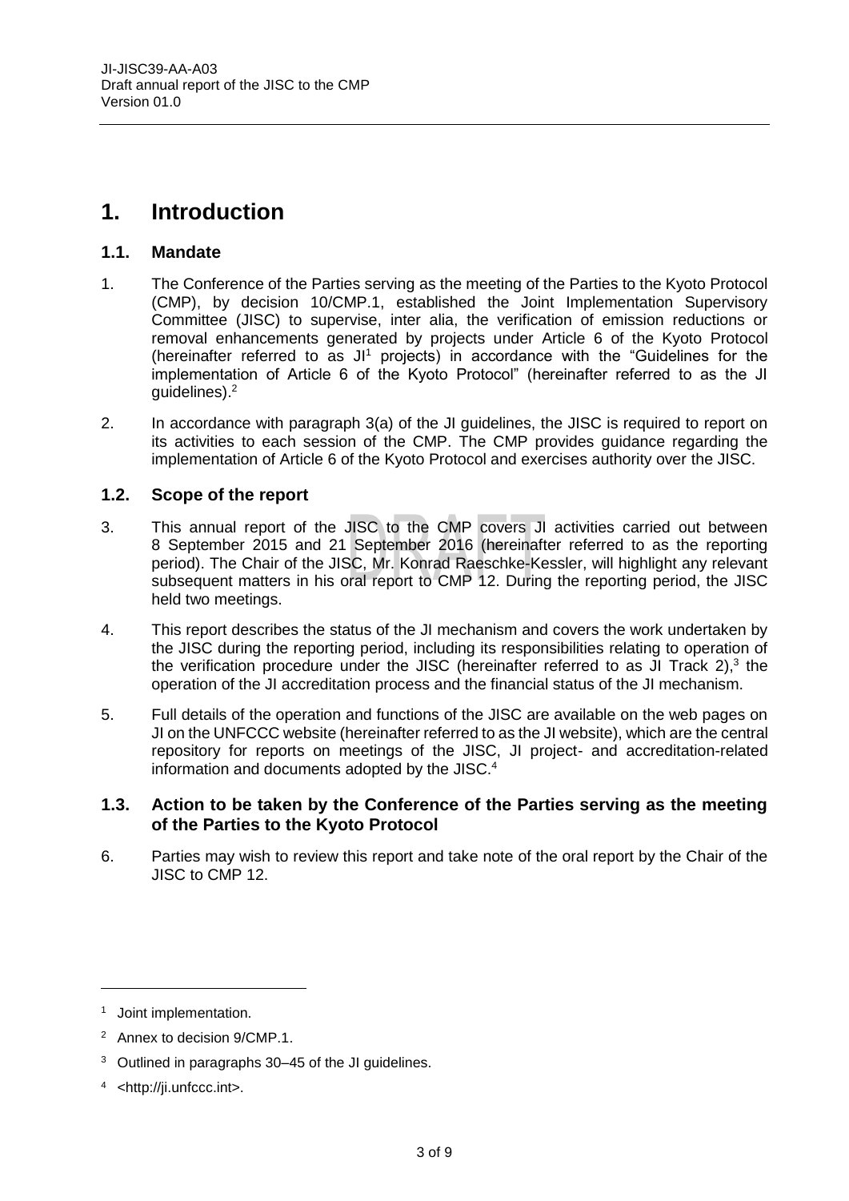# 1. Introduction

## 1.1. Mandate

1. The Conference of the Parties serving as the meeting of the Parties to the Kyoto Protocol (CMP), by decision 10/CMP.1, established the Joint Implementation Supervisory Committee (JISC) to supervise, inter alia, the verification of emission reductions or removal enhancements generated by projects under Article 6 of the Kyoto Protocol (hereinafter referred to as JI[1] projects) in accordance with the "Guidelines for the implementation of Article 6 of the Kyoto Protocol" (hereinafter referred to as the JI guidelines).[2]

2. In accordance with paragraph 3(a) of the JI guidelines, the JISC is required to report on its activities to each session of the CMP. The CMP provides guidance regarding the implementation of Article 6 of the Kyoto Protocol and exercises authority over the JISC.

## 1.2. Scope of the report

3. This annual report of the JISC to the CMP covers JI activities carried out between 8 September 2015 and 21 September 2016 (hereinafter referred to as the reporting period). The Chair of the JISC, Mr. Konrad Raeschke-Kessler, will highlight any relevant subsequent matters in his oral report to CMP 12. During the reporting period, the JISC held two meetings.

4. This report describes the status of the JI mechanism and covers the work undertaken by the JISC during the reporting period, including its responsibilities relating to operation of the verification procedure under the JISC (hereinafter referred to as JI Track 2),[3] the operation of the JI accreditation process and the financial status of the JI mechanism.

5. Full details of the operation and functions of the JISC are available on the web pages on JI on the UNFCCC website (hereinafter referred to as the JI website), which are the central repository for reports on meetings of the JISC, JI project- and accreditation-related information and documents adopted by the JISC.[4]

## 1.3. Action to be taken by the Conference of the Parties serving as the meeting of the Parties to the Kyoto Protocol

6. Parties may wish to review this report and take note of the oral report by the Chair of the JISC to CMP 12.

---

[1] Joint implementation.

[2] Annex to decision 9/CMP.1.

[3] Outlined in paragraphs 30–45 of the JI guidelines.

[4] <http://ji.unfccc.int>.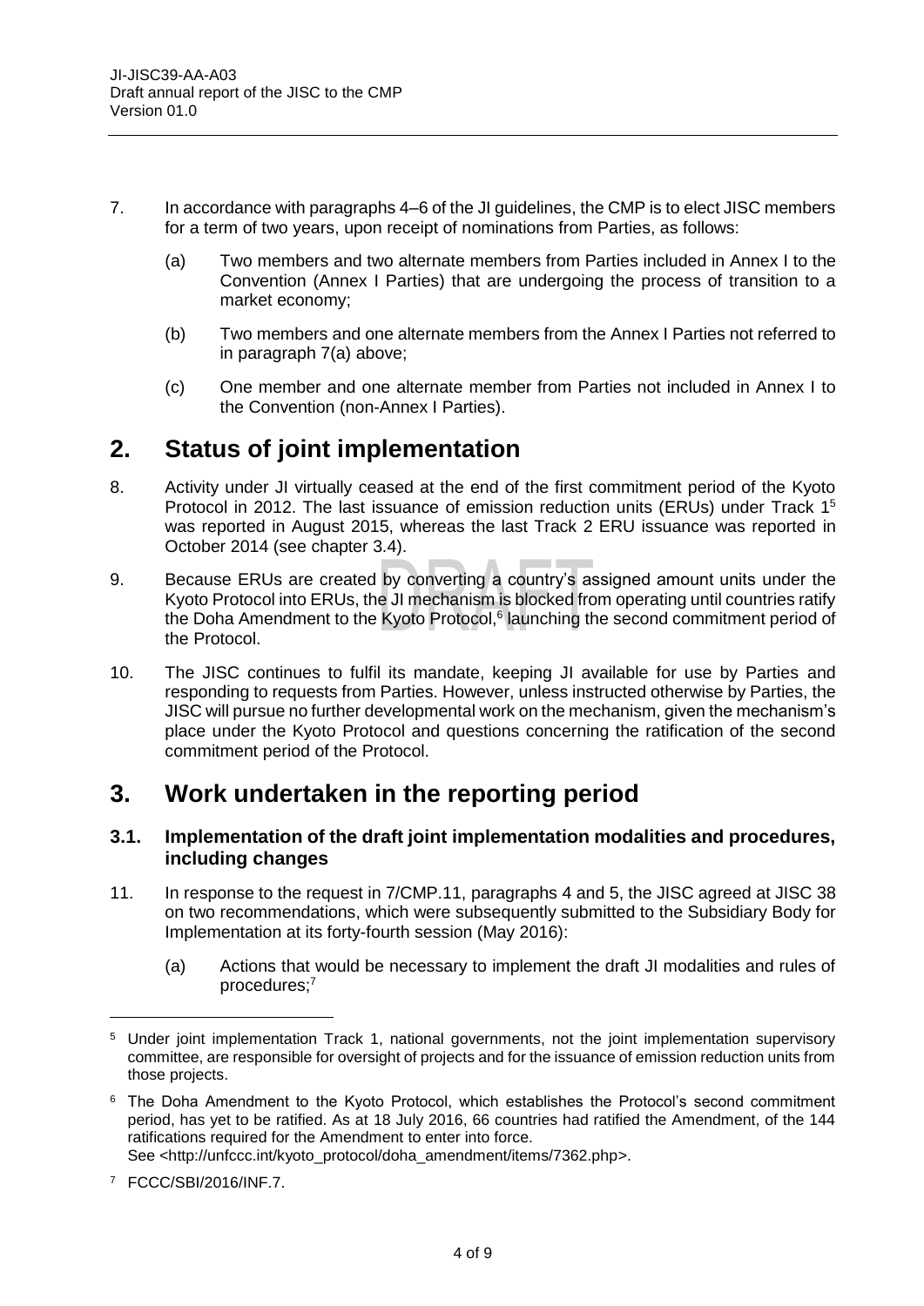7. In accordance with paragraphs 4–6 of the JI guidelines, the CMP is to elect JISC members for a term of two years, upon receipt of nominations from Parties, as follows:

   (a) Two members and two alternate members from Parties included in Annex I to the Convention (Annex I Parties) that are undergoing the process of transition to a market economy;

   (b) Two members and one alternate members from the Annex I Parties not referred to in paragraph 7(a) above;

   (c) One member and one alternate member from Parties not included in Annex I to the Convention (non-Annex I Parties).

# 2. Status of joint implementation

8. Activity under JI virtually ceased at the end of the first commitment period of the Kyoto Protocol in 2012. The last issuance of emission reduction units (ERUs) under Track 1[5] was reported in August 2015, whereas the last Track 2 ERU issuance was reported in October 2014 (see chapter 3.4).

9. Because ERUs are created by converting a country's assigned amount units under the Kyoto Protocol into ERUs, the JI mechanism is blocked from operating until countries ratify the Doha Amendment to the Kyoto Protocol,[6] launching the second commitment period of the Protocol.

10. The JISC continues to fulfil its mandate, keeping JI available for use by Parties and responding to requests from Parties. However, unless instructed otherwise by Parties, the JISC will pursue no further developmental work on the mechanism, given the mechanism's place under the Kyoto Protocol and questions concerning the ratification of the second commitment period of the Protocol.

# 3. Work undertaken in the reporting period

## 3.1. Implementation of the draft joint implementation modalities and procedures, including changes

11. In response to the request in 7/CMP.11, paragraphs 4 and 5, the JISC agreed at JISC 38 on two recommendations, which were subsequently submitted to the Subsidiary Body for Implementation at its forty-fourth session (May 2016):

   (a) Actions that would be necessary to implement the draft JI modalities and rules of procedures;[7]

---

[5] Under joint implementation Track 1, national governments, not the joint implementation supervisory committee, are responsible for oversight of projects and for the issuance of emission reduction units from those projects.

[6] The Doha Amendment to the Kyoto Protocol, which establishes the Protocol's second commitment period, has yet to be ratified. As at 18 July 2016, 66 countries had ratified the Amendment, of the 144 ratifications required for the Amendment to enter into force. See <http://unfccc.int/kyoto_protocol/doha_amendment/items/7362.php>.

[7] FCCC/SBI/2016/INF.7.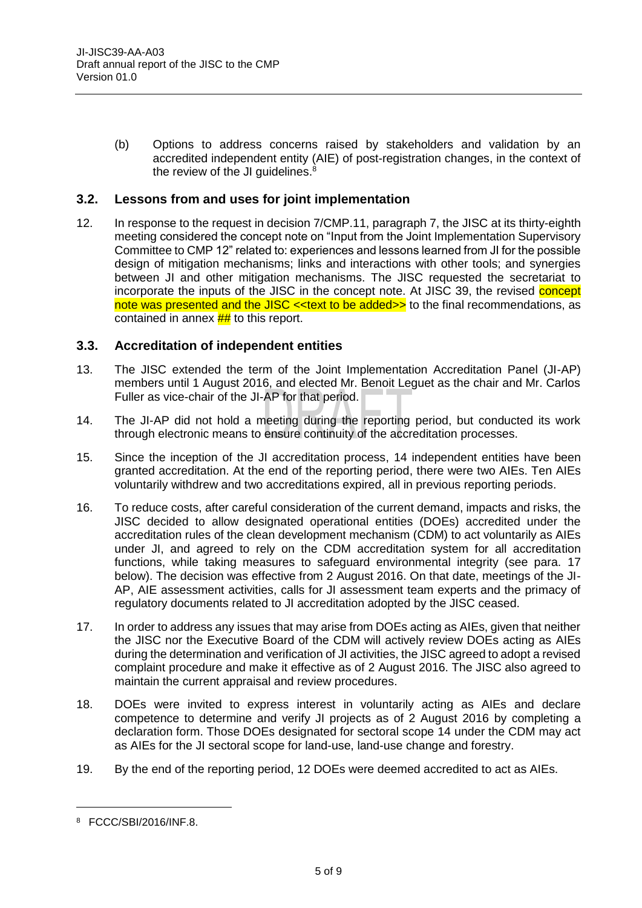(b) Options to address concerns raised by stakeholders and validation by an accredited independent entity (AIE) of post-registration changes, in the context of the review of the JI guidelines.[8]

### 3.2. Lessons from and uses for joint implementation

12. In response to the request in decision 7/CMP.11, paragraph 7, the JISC at its thirty-eighth meeting considered the concept note on "Input from the Joint Implementation Supervisory Committee to CMP 12" related to: experiences and lessons learned from JI for the possible design of mitigation mechanisms; links and interactions with other tools; and synergies between JI and other mitigation mechanisms. The JISC requested the secretariat to incorporate the inputs of the JISC in the concept note. At JISC 39, the revised concept note was presented and the JISC <<text to be added>> to the final recommendations, as contained in annex ## to this report.

### 3.3. Accreditation of independent entities

13. The JISC extended the term of the Joint Implementation Accreditation Panel (JI-AP) members until 1 August 2016, and elected Mr. Benoit Leguet as the chair and Mr. Carlos Fuller as vice-chair of the JI-AP for that period.

14. The JI-AP did not hold a meeting during the reporting period, but conducted its work through electronic means to ensure continuity of the accreditation processes.

15. Since the inception of the JI accreditation process, 14 independent entities have been granted accreditation. At the end of the reporting period, there were two AIEs. Ten AIEs voluntarily withdrew and two accreditations expired, all in previous reporting periods.

16. To reduce costs, after careful consideration of the current demand, impacts and risks, the JISC decided to allow designated operational entities (DOEs) accredited under the accreditation rules of the clean development mechanism (CDM) to act voluntarily as AIEs under JI, and agreed to rely on the CDM accreditation system for all accreditation functions, while taking measures to safeguard environmental integrity (see para. 17 below). The decision was effective from 2 August 2016. On that date, meetings of the JI-AP, AIE assessment activities, calls for JI assessment team experts and the primacy of regulatory documents related to JI accreditation adopted by the JISC ceased.

17. In order to address any issues that may arise from DOEs acting as AIEs, given that neither the JISC nor the Executive Board of the CDM will actively review DOEs acting as AIEs during the determination and verification of JI activities, the JISC agreed to adopt a revised complaint procedure and make it effective as of 2 August 2016. The JISC also agreed to maintain the current appraisal and review procedures.

18. DOEs were invited to express interest in voluntarily acting as AIEs and declare competence to determine and verify JI projects as of 2 August 2016 by completing a declaration form. Those DOEs designated for sectoral scope 14 under the CDM may act as AIEs for the JI sectoral scope for land-use, land-use change and forestry.

19. By the end of the reporting period, 12 DOEs were deemed accredited to act as AIEs.

---

[8] FCCC/SBI/2016/INF.8.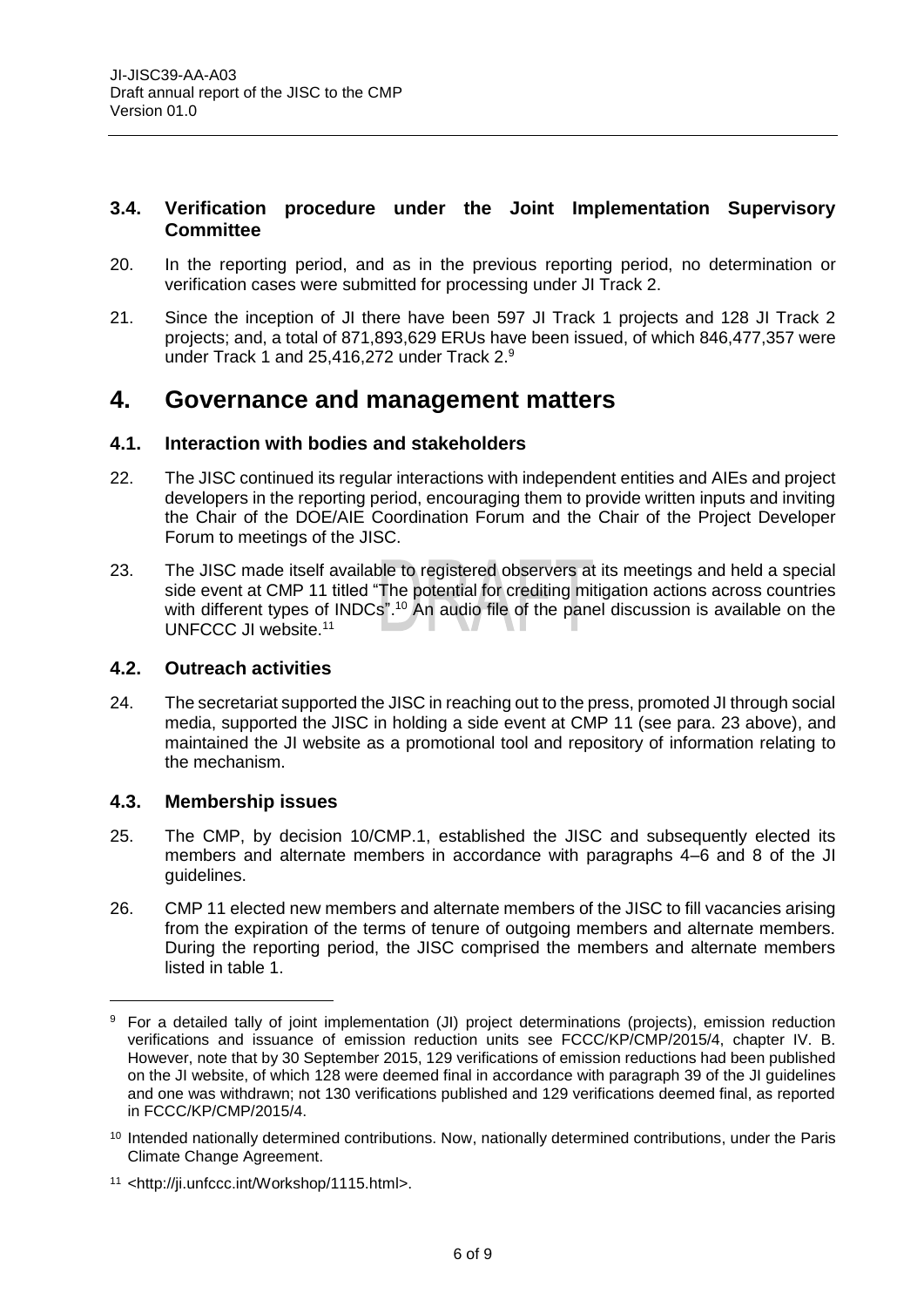### 3.4. Verification procedure under the Joint Implementation Supervisory Committee

20. In the reporting period, and as in the previous reporting period, no determination or verification cases were submitted for processing under JI Track 2.

21. Since the inception of JI there have been 597 JI Track 1 projects and 128 JI Track 2 projects; and, a total of 871,893,629 ERUs have been issued, of which 846,477,357 were under Track 1 and 25,416,272 under Track 2.[9]

# 4. Governance and management matters

### 4.1. Interaction with bodies and stakeholders

22. The JISC continued its regular interactions with independent entities and AIEs and project developers in the reporting period, encouraging them to provide written inputs and inviting the Chair of the DOE/AIE Coordination Forum and the Chair of the Project Developer Forum to meetings of the JISC.

23. The JISC made itself available to registered observers at its meetings and held a special side event at CMP 11 titled "The potential for crediting mitigation actions across countries with different types of INDCs".[10] An audio file of the panel discussion is available on the UNFCCC JI website.[11]

### 4.2. Outreach activities

24. The secretariat supported the JISC in reaching out to the press, promoted JI through social media, supported the JISC in holding a side event at CMP 11 (see para. 23 above), and maintained the JI website as a promotional tool and repository of information relating to the mechanism.

### 4.3. Membership issues

25. The CMP, by decision 10/CMP.1, established the JISC and subsequently elected its members and alternate members in accordance with paragraphs 4–6 and 8 of the JI guidelines.

26. CMP 11 elected new members and alternate members of the JISC to fill vacancies arising from the expiration of the terms of tenure of outgoing members and alternate members. During the reporting period, the JISC comprised the members and alternate members listed in table 1.

---

[9] For a detailed tally of joint implementation (JI) project determinations (projects), emission reduction verifications and issuance of emission reduction units see FCCC/KP/CMP/2015/4, chapter IV. B. However, note that by 30 September 2015, 129 verifications of emission reductions had been published on the JI website, of which 128 were deemed final in accordance with paragraph 39 of the JI guidelines and one was withdrawn; not 130 verifications published and 129 verifications deemed final, as reported in FCCC/KP/CMP/2015/4.

[10] Intended nationally determined contributions. Now, nationally determined contributions, under the Paris Climate Change Agreement.

[11] <http://ji.unfccc.int/Workshop/1115.html>.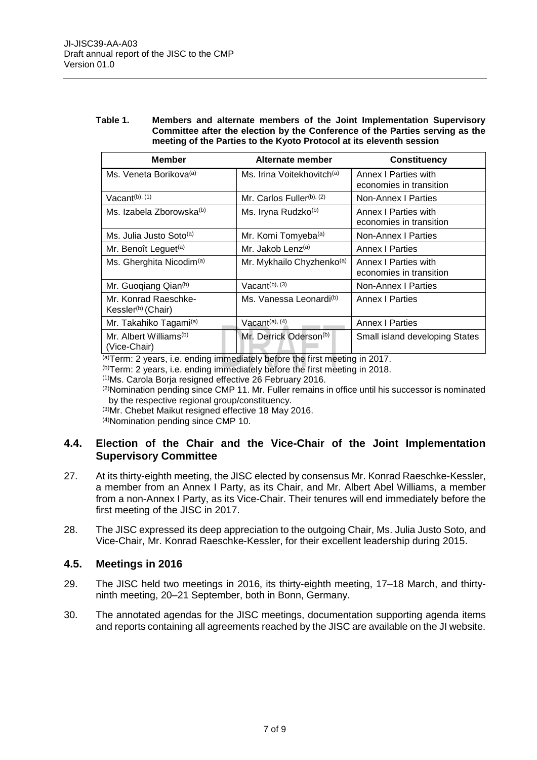**Table 1. Members and alternate members of the Joint Implementation Supervisory Committee after the election by the Conference of the Parties serving as the meeting of the Parties to the Kyoto Protocol at its eleventh session**

| Member | Alternate member | Constituency |
|---|---|---|
| Ms. Veneta Borikova[(a)] | Ms. Irina Voitekhovitch[(a)] | Annex I Parties with economies in transition |
| Vacant[(b), (1)] | Mr. Carlos Fuller[(b), (2)] | Non-Annex I Parties |
| Ms. Izabela Zborowska[(b)] | Ms. Iryna Rudzko[(b)] | Annex I Parties with economies in transition |
| Ms. Julia Justo Soto[(a)] | Mr. Komi Tomyeba[(a)] | Non-Annex I Parties |
| Mr. Benoît Leguet[(a)] | Mr. Jakob Lenz[(a)] | Annex I Parties |
| Ms. Gherghita Nicodim[(a)] | Mr. Mykhailo Chyzhenko[(a)] | Annex I Parties with economies in transition |
| Mr. Guoqiang Qian[(b)] | Vacant[(b), (3)] | Non-Annex I Parties |
| Mr. Konrad Raeschke-Kessler[(b)] (Chair) | Ms. Vanessa Leonardi[(b)] | Annex I Parties |
| Mr. Takahiko Tagami[(a)] | Vacant[(a), (4)] | Annex I Parties |
| Mr. Albert Williams[(b)] (Vice-Chair) | Mr. Derrick Oderson[(b)] | Small island developing States |

[(a)]Term: 2 years, i.e. ending immediately before the first meeting in 2017.

[(b)]Term: 2 years, i.e. ending immediately before the first meeting in 2018.

[(1)]Ms. Carola Borja resigned effective 26 February 2016.

[(2)]Nomination pending since CMP 11. Mr. Fuller remains in office until his successor is nominated by the respective regional group/constituency.

[(3)]Mr. Chebet Maikut resigned effective 18 May 2016.

[(4)]Nomination pending since CMP 10.

## 4.4. Election of the Chair and the Vice-Chair of the Joint Implementation Supervisory Committee

27. At its thirty-eighth meeting, the JISC elected by consensus Mr. Konrad Raeschke-Kessler, a member from an Annex I Party, as its Chair, and Mr. Albert Abel Williams, a member from a non-Annex I Party, as its Vice-Chair. Their tenures will end immediately before the first meeting of the JISC in 2017.

28. The JISC expressed its deep appreciation to the outgoing Chair, Ms. Julia Justo Soto, and Vice-Chair, Mr. Konrad Raeschke-Kessler, for their excellent leadership during 2015.

## 4.5. Meetings in 2016

29. The JISC held two meetings in 2016, its thirty-eighth meeting, 17–18 March, and thirty-ninth meeting, 20–21 September, both in Bonn, Germany.

30. The annotated agendas for the JISC meetings, documentation supporting agenda items and reports containing all agreements reached by the JISC are available on the JI website.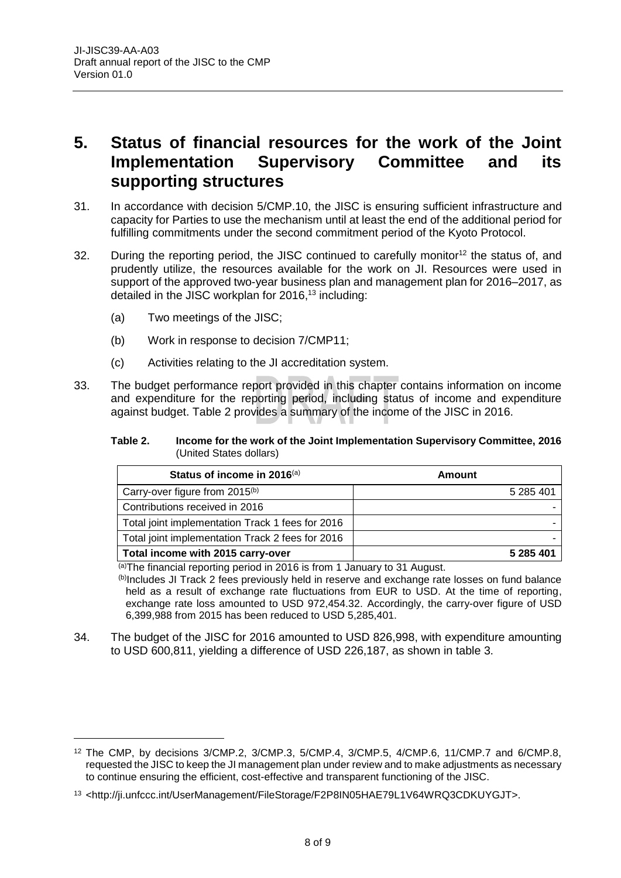# 5. Status of financial resources for the work of the Joint Implementation Supervisory Committee and its supporting structures

31. In accordance with decision 5/CMP.10, the JISC is ensuring sufficient infrastructure and capacity for Parties to use the mechanism until at least the end of the additional period for fulfilling commitments under the second commitment period of the Kyoto Protocol.

32. During the reporting period, the JISC continued to carefully monitor[12] the status of, and prudently utilize, the resources available for the work on JI. Resources were used in support of the approved two-year business plan and management plan for 2016–2017, as detailed in the JISC workplan for 2016,[13] including:

    (a) Two meetings of the JISC;

    (b) Work in response to decision 7/CMP11;

    (c) Activities relating to the JI accreditation system.

33. The budget performance report provided in this chapter contains information on income and expenditure for the reporting period, including status of income and expenditure against budget. Table 2 provides a summary of the income of the JISC in 2016.

**Table 2. Income for the work of the Joint Implementation Supervisory Committee, 2016** (United States dollars)

| Status of income in 2016[(a)] | Amount |
|---|---|
| Carry-over figure from 2015[(b)] | 5 285 401 |
| Contributions received in 2016 | - |
| Total joint implementation Track 1 fees for 2016 | - |
| Total joint implementation Track 2 fees for 2016 | - |
| **Total income with 2015 carry-over** | **5 285 401** |

[(a)] The financial reporting period in 2016 is from 1 January to 31 August.

[(b)] Includes JI Track 2 fees previously held in reserve and exchange rate losses on fund balance held as a result of exchange rate fluctuations from EUR to USD. At the time of reporting, exchange rate loss amounted to USD 972,454.32. Accordingly, the carry-over figure of USD 6,399,988 from 2015 has been reduced to USD 5,285,401.

34. The budget of the JISC for 2016 amounted to USD 826,998, with expenditure amounting to USD 600,811, yielding a difference of USD 226,187, as shown in table 3.

[12] The CMP, by decisions 3/CMP.2, 3/CMP.3, 5/CMP.4, 3/CMP.5, 4/CMP.6, 11/CMP.7 and 6/CMP.8, requested the JISC to keep the JI management plan under review and to make adjustments as necessary to continue ensuring the efficient, cost-effective and transparent functioning of the JISC.

[13] <http://ji.unfccc.int/UserManagement/FileStorage/F2P8IN05HAE79L1V64WRQ3CDKUYGJT>.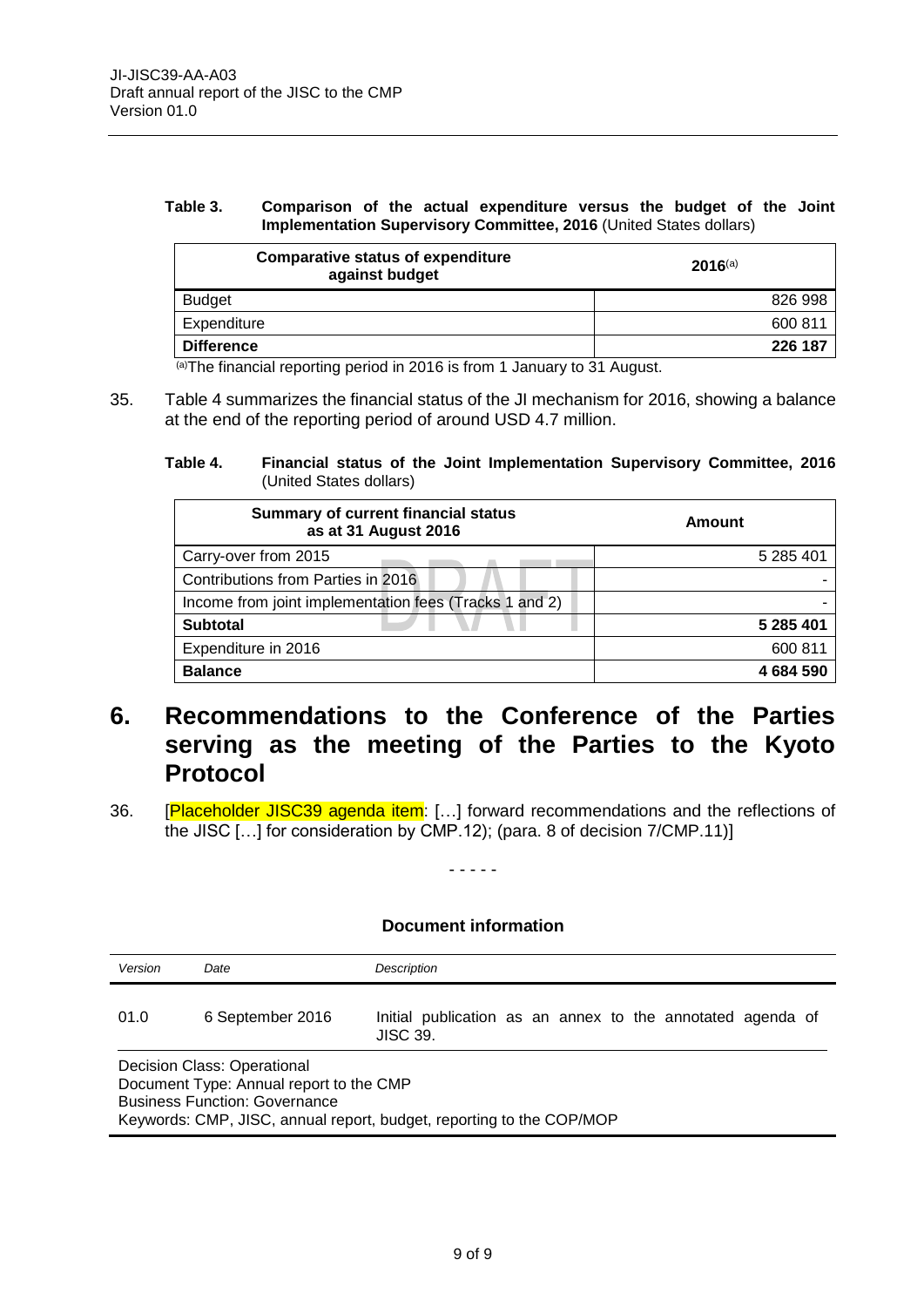**Table 3. Comparison of the actual expenditure versus the budget of the Joint Implementation Supervisory Committee, 2016** (United States dollars)

| Comparative status of expenditure against budget | 2016[(a)] |
|---|---|
| Budget | 826 998 |
| Expenditure | 600 811 |
| **Difference** | **226 187** |

[(a)] The financial reporting period in 2016 is from 1 January to 31 August.

35. Table 4 summarizes the financial status of the JI mechanism for 2016, showing a balance at the end of the reporting period of around USD 4.7 million.

**Table 4. Financial status of the Joint Implementation Supervisory Committee, 2016** (United States dollars)

| Summary of current financial status as at 31 August 2016 | Amount |
|---|---|
| Carry-over from 2015 | 5 285 401 |
| Contributions from Parties in 2016 | - |
| Income from joint implementation fees (Tracks 1 and 2) | - |
| **Subtotal** | **5 285 401** |
| Expenditure in 2016 | 600 811 |
| **Balance** | **4 684 590** |

# 6. Recommendations to the Conference of the Parties serving as the meeting of the Parties to the Kyoto Protocol

36. [Placeholder JISC39 agenda item: […] forward recommendations and the reflections of the JISC […] for consideration by CMP.12); (para. 8 of decision 7/CMP.11)]

- - - - -

**Document information**

| *Version* | *Date* | *Description* |
|---|---|---|
| 01.0 | 6 September 2016 | Initial publication as an annex to the annotated agenda of JISC 39. |

Decision Class: Operational
Document Type: Annual report to the CMP
Business Function: Governance
Keywords: CMP, JISC, annual report, budget, reporting to the COP/MOP